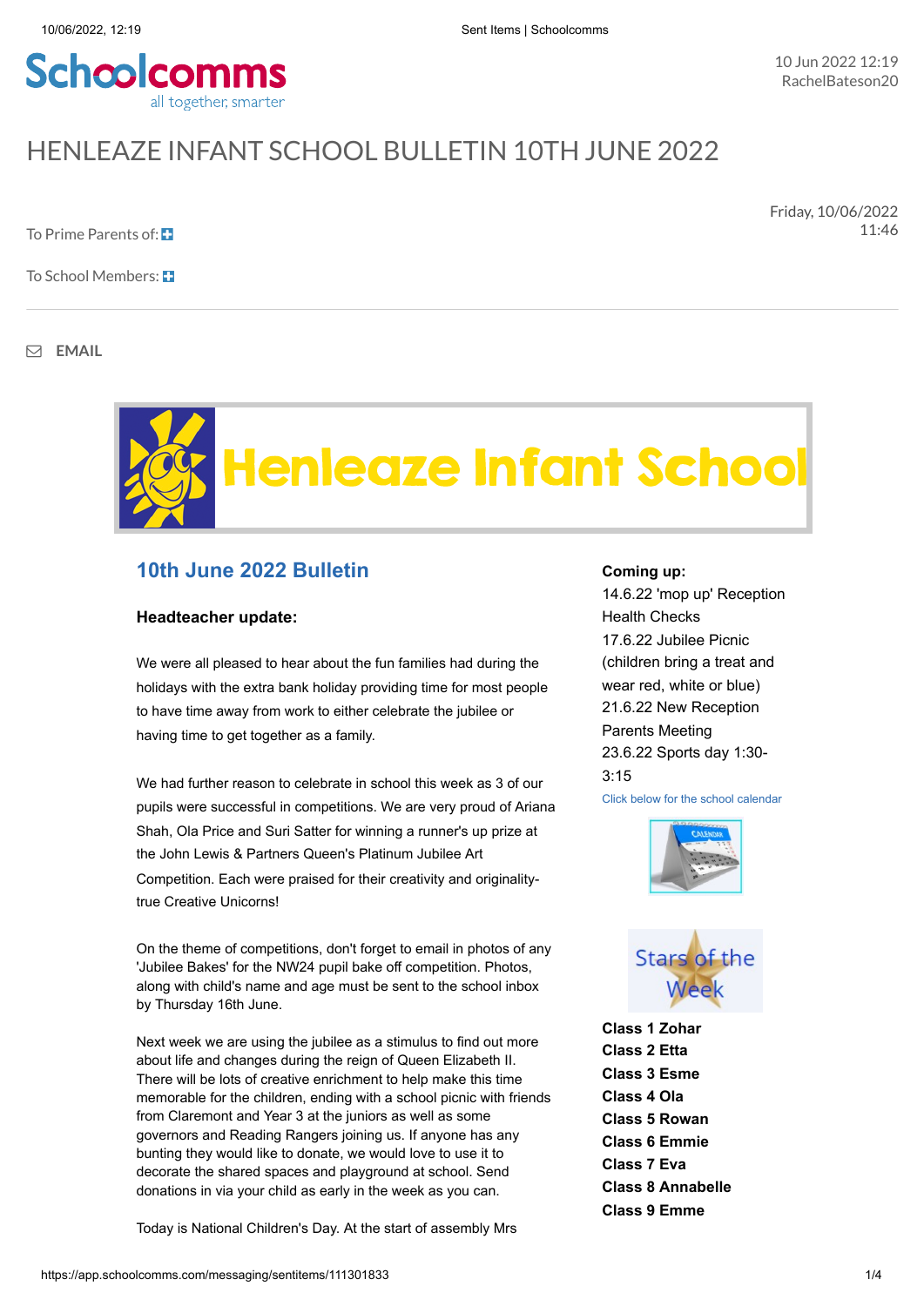Schoolcomms
all together, smarter

10 Jun 2022 12:19
RachelBateson20

# HENLEAZE INFANT SCHOOL BULLETIN 10TH JUNE 2022

Friday, 10/06/2022
11:46

To Prime Parents of:

To School Members:

EMAIL

Henleaze Infant School

## 10th June 2022 Bulletin

**Headteacher update:**

We were all pleased to hear about the fun families had during the holidays with the extra bank holiday providing time for most people to have time away from work to either celebrate the jubilee or having time to get together as a family.

We had further reason to celebrate in school this week as 3 of our pupils were successful in competitions. We are very proud of Ariana Shah, Ola Price and Suri Satter for winning a runner's up prize at the John Lewis & Partners Queen's Platinum Jubilee Art Competition. Each were praised for their creativity and originality- true Creative Unicorns!

On the theme of competitions, don't forget to email in photos of any 'Jubilee Bakes' for the NW24 pupil bake off competition. Photos, along with child's name and age must be sent to the school inbox by Thursday 16th June.

Next week we are using the jubilee as a stimulus to find out more about life and changes during the reign of Queen Elizabeth II. There will be lots of creative enrichment to help make this time memorable for the children, ending with a school picnic with friends from Claremont and Year 3 at the juniors as well as some governors and Reading Rangers joining us. If anyone has any bunting they would like to donate, we would love to use it to decorate the shared spaces and playground at school. Send donations in via your child as early in the week as you can.

Today is National Children's Day. At the start of assembly Mrs

**Coming up:**
14.6.22 'mop up' Reception Health Checks
17.6.22 Jubilee Picnic (children bring a treat and wear red, white or blue)
21.6.22 New Reception Parents Meeting
23.6.22 Sports day 1:30-3:15

Click below for the school calendar

Stars of the Week

**Class 1 Zohar**
**Class 2 Etta**
**Class 3 Esme**
**Class 4 Ola**
**Class 5 Rowan**
**Class 6 Emmie**
**Class 7 Eva**
**Class 8 Annabelle**
**Class 9 Emme**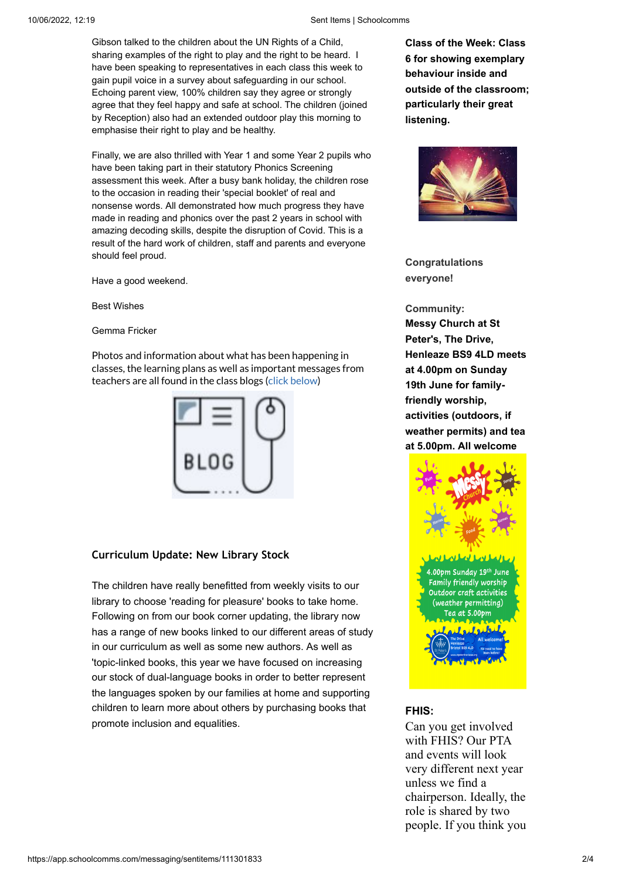Gibson talked to the children about the UN Rights of a Child, sharing examples of the right to play and the right to be heard. I have been speaking to representatives in each class this week to gain pupil voice in a survey about safeguarding in our school. Echoing parent view, 100% children say they agree or strongly agree that they feel happy and safe at school. The children (joined by Reception) also had an extended outdoor play this morning to emphasise their right to play and be healthy.

Finally, we are also thrilled with Year 1 and some Year 2 pupils who have been taking part in their statutory Phonics Screening assessment this week. After a busy bank holiday, the children rose to the occasion in reading their 'special booklet' of real and nonsense words. All demonstrated how much progress they have made in reading and phonics over the past 2 years in school with amazing decoding skills, despite the disruption of Covid. This is a result of the hard work of children, staff and parents and everyone should feel proud.

Have a good weekend.

Best Wishes

Gemma Fricker

Photos and information about what has been happening in classes, the learning plans as well as important messages from teachers are all found in the class blogs (click below)

### Curriculum Update: New Library Stock

The children have really benefitted from weekly visits to our library to choose 'reading for pleasure' books to take home. Following on from our book corner updating, the library now has a range of new books linked to our different areas of study in our curriculum as well as some new authors. As well as 'topic-linked books, this year we have focused on increasing our stock of dual-language books to better represent the languages spoken by our families at home and supporting children to learn more about others by purchasing books that promote inclusion and equalities.

**Class of the Week: Class 6 for showing exemplary behaviour inside and outside of the classroom; particularly their great listening.**

**Congratulations everyone!**

**Community:**

**Messy Church at St Peter's, The Drive, Henleaze BS9 4LD meets at 4.00pm on Sunday 19th June for family-friendly worship, activities (outdoors, if weather permits) and tea at 5.00pm. All welcome**

**FHIS:**

Can you get involved with FHIS? Our PTA and events will look very different next year unless we find a chairperson. Ideally, the role is shared by two people. If you think you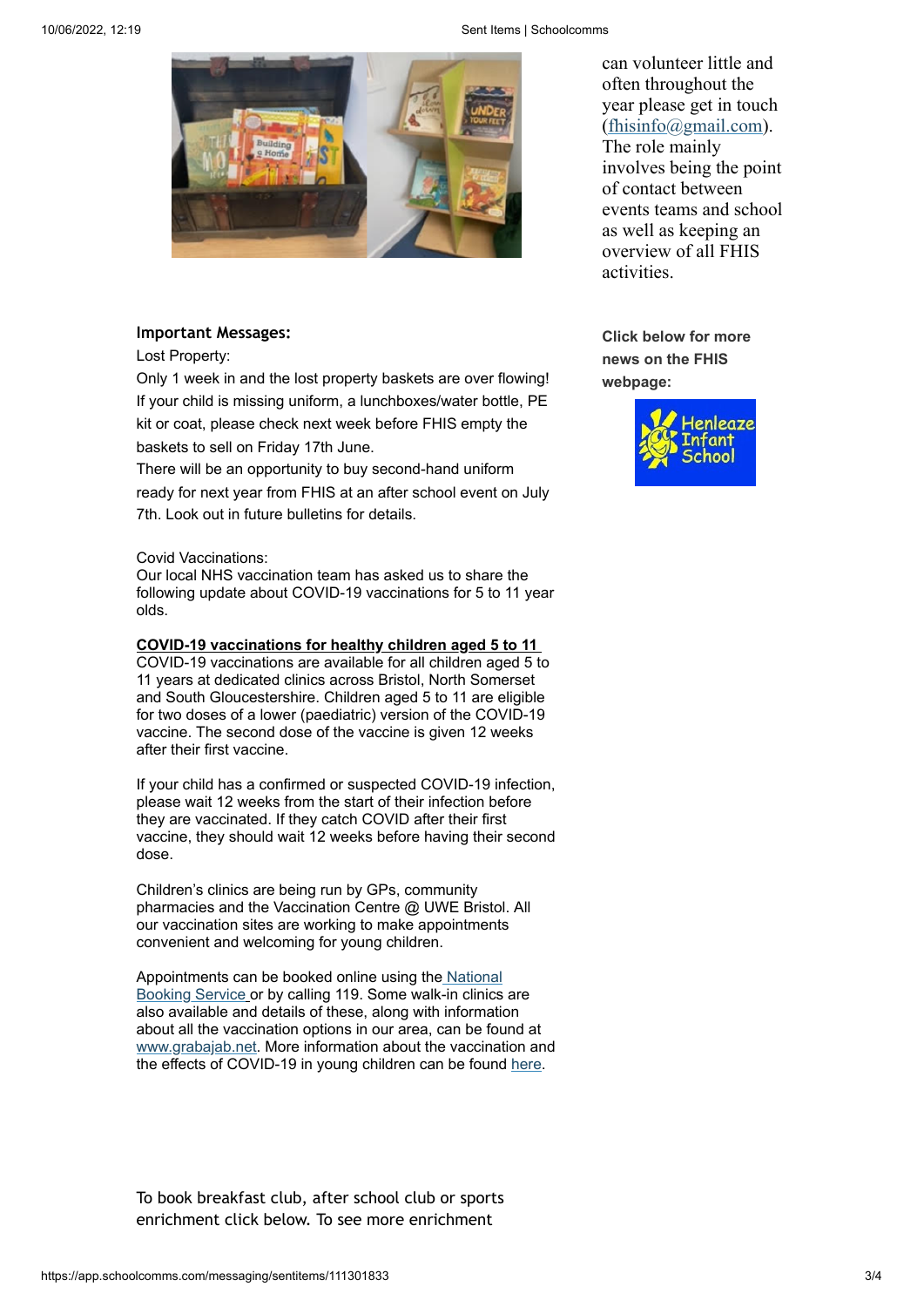can volunteer little and often throughout the year please get in touch (fhisinfo@gmail.com). The role mainly involves being the point of contact between events teams and school as well as keeping an overview of all FHIS activities.

**Click below for more news on the FHIS webpage:**

**Important Messages:**

Lost Property:

Only 1 week in and the lost property baskets are over flowing! If your child is missing uniform, a lunchboxes/water bottle, PE kit or coat, please check next week before FHIS empty the baskets to sell on Friday 17th June.

There will be an opportunity to buy second-hand uniform ready for next year from FHIS at an after school event on July 7th. Look out in future bulletins for details.

Covid Vaccinations:

Our local NHS vaccination team has asked us to share the following update about COVID-19 vaccinations for 5 to 11 year olds.

**COVID-19 vaccinations for healthy children aged 5 to 11**

COVID-19 vaccinations are available for all children aged 5 to 11 years at dedicated clinics across Bristol, North Somerset and South Gloucestershire. Children aged 5 to 11 are eligible for two doses of a lower (paediatric) version of the COVID-19 vaccine. The second dose of the vaccine is given 12 weeks after their first vaccine.

If your child has a confirmed or suspected COVID-19 infection, please wait 12 weeks from the start of their infection before they are vaccinated. If they catch COVID after their first vaccine, they should wait 12 weeks before having their second dose.

Children's clinics are being run by GPs, community pharmacies and the Vaccination Centre @ UWE Bristol. All our vaccination sites are working to make appointments convenient and welcoming for young children.

Appointments can be booked online using the National Booking Service or by calling 119. Some walk-in clinics are also available and details of these, along with information about all the vaccination options in our area, can be found at www.grabajab.net. More information about the vaccination and the effects of COVID-19 in young children can be found here.

To book breakfast club, after school club or sports enrichment click below. To see more enrichment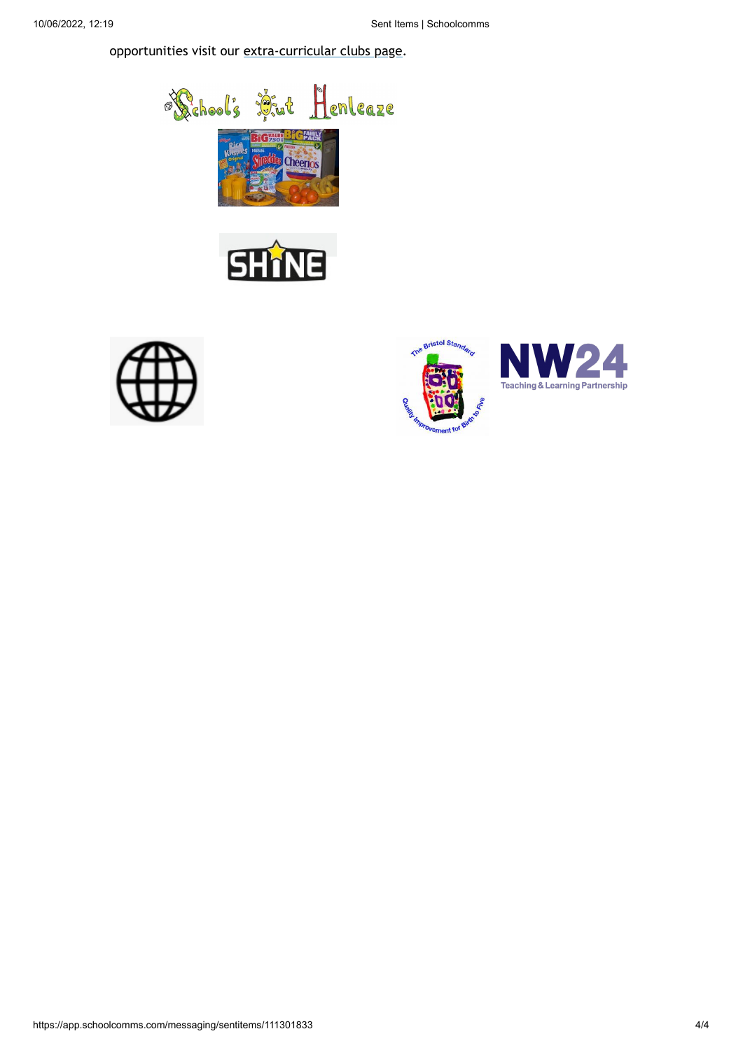opportunities visit our extra-curricular clubs page.